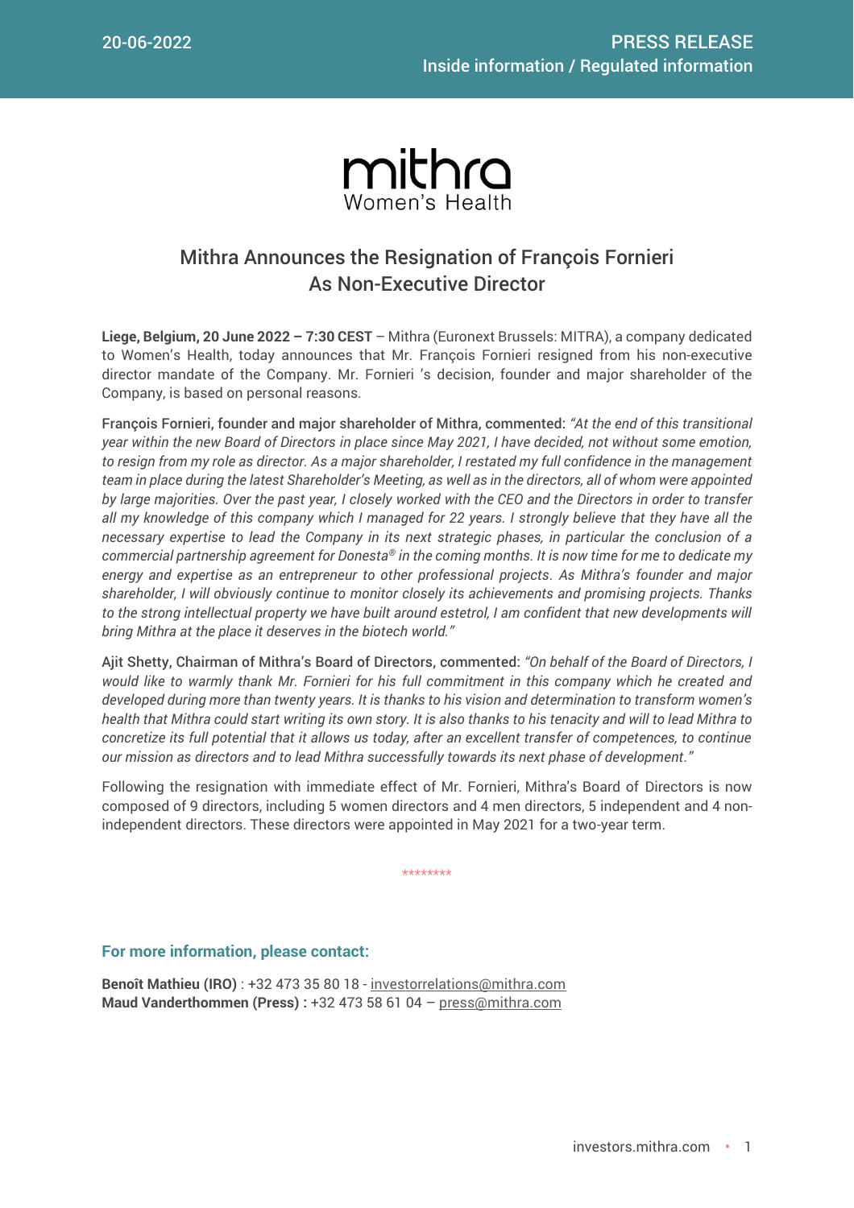20-06-2022

PRESS RELEASE
Inside information / Regulated information

# Mithra Announces the Resignation of François Fornieri As Non-Executive Director

**Liege, Belgium, 20 June 2022 – 7:30 CEST** – Mithra (Euronext Brussels: MITRA), a company dedicated to Women's Health, today announces that Mr. François Fornieri resigned from his non-executive director mandate of the Company. Mr. Fornieri 's decision, founder and major shareholder of the Company, is based on personal reasons.

François Fornieri, founder and major shareholder of Mithra, commented: *"At the end of this transitional year within the new Board of Directors in place since May 2021, I have decided, not without some emotion, to resign from my role as director. As a major shareholder, I restated my full confidence in the management team in place during the latest Shareholder's Meeting, as well as in the directors, all of whom were appointed by large majorities. Over the past year, I closely worked with the CEO and the Directors in order to transfer all my knowledge of this company which I managed for 22 years. I strongly believe that they have all the necessary expertise to lead the Company in its next strategic phases, in particular the conclusion of a commercial partnership agreement for Donesta® in the coming months. It is now time for me to dedicate my energy and expertise as an entrepreneur to other professional projects. As Mithra's founder and major shareholder, I will obviously continue to monitor closely its achievements and promising projects. Thanks to the strong intellectual property we have built around estetrol, I am confident that new developments will bring Mithra at the place it deserves in the biotech world."*

Ajit Shetty, Chairman of Mithra's Board of Directors, commented: *"On behalf of the Board of Directors, I would like to warmly thank Mr. Fornieri for his full commitment in this company which he created and developed during more than twenty years. It is thanks to his vision and determination to transform women's health that Mithra could start writing its own story. It is also thanks to his tenacity and will to lead Mithra to concretize its full potential that it allows us today, after an excellent transfer of competences, to continue our mission as directors and to lead Mithra successfully towards its next phase of development."*

Following the resignation with immediate effect of Mr. Fornieri, Mithra's Board of Directors is now composed of 9 directors, including 5 women directors and 4 men directors, 5 independent and 4 non-independent directors. These directors were appointed in May 2021 for a two-year term.

********

## For more information, please contact:

**Benoît Mathieu (IRO)** : +32 473 35 80 18 - investorrelations@mithra.com
**Maud Vanderthommen (Press) :** +32 473 58 61 04 – press@mithra.com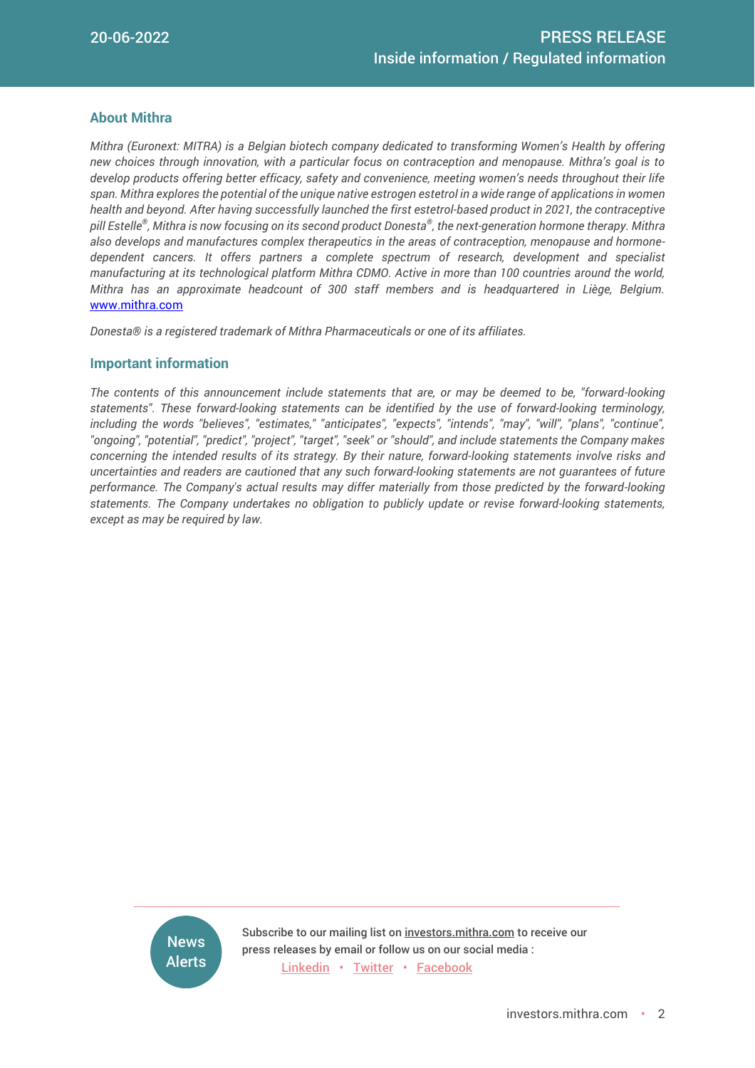## About Mithra

*Mithra (Euronext: MITRA) is a Belgian biotech company dedicated to transforming Women's Health by offering new choices through innovation, with a particular focus on contraception and menopause. Mithra's goal is to develop products offering better efficacy, safety and convenience, meeting women's needs throughout their life span. Mithra explores the potential of the unique native estrogen estetrol in a wide range of applications in women health and beyond. After having successfully launched the first estetrol-based product in 2021, the contraceptive pill Estelle®, Mithra is now focusing on its second product Donesta®, the next-generation hormone therapy. Mithra also develops and manufactures complex therapeutics in the areas of contraception, menopause and hormone-dependent cancers. It offers partners a complete spectrum of research, development and specialist manufacturing at its technological platform Mithra CDMO. Active in more than 100 countries around the world, Mithra has an approximate headcount of 300 staff members and is headquartered in Liège, Belgium.* [www.mithra.com](http://www.mithra.com)

*Donesta® is a registered trademark of Mithra Pharmaceuticals or one of its affiliates.*

## Important information

*The contents of this announcement include statements that are, or may be deemed to be, "forward-looking statements". These forward-looking statements can be identified by the use of forward-looking terminology, including the words "believes", "estimates," "anticipates", "expects", "intends", "may", "will", "plans", "continue", "ongoing", "potential", "predict", "project", "target", "seek" or "should", and include statements the Company makes concerning the intended results of its strategy. By their nature, forward-looking statements involve risks and uncertainties and readers are cautioned that any such forward-looking statements are not guarantees of future performance. The Company's actual results may differ materially from those predicted by the forward-looking statements. The Company undertakes no obligation to publicly update or revise forward-looking statements, except as may be required by law.*

News Alerts

Subscribe to our mailing list on investors.mithra.com to receive our press releases by email or follow us on our social media :

Linkedin • Twitter • Facebook